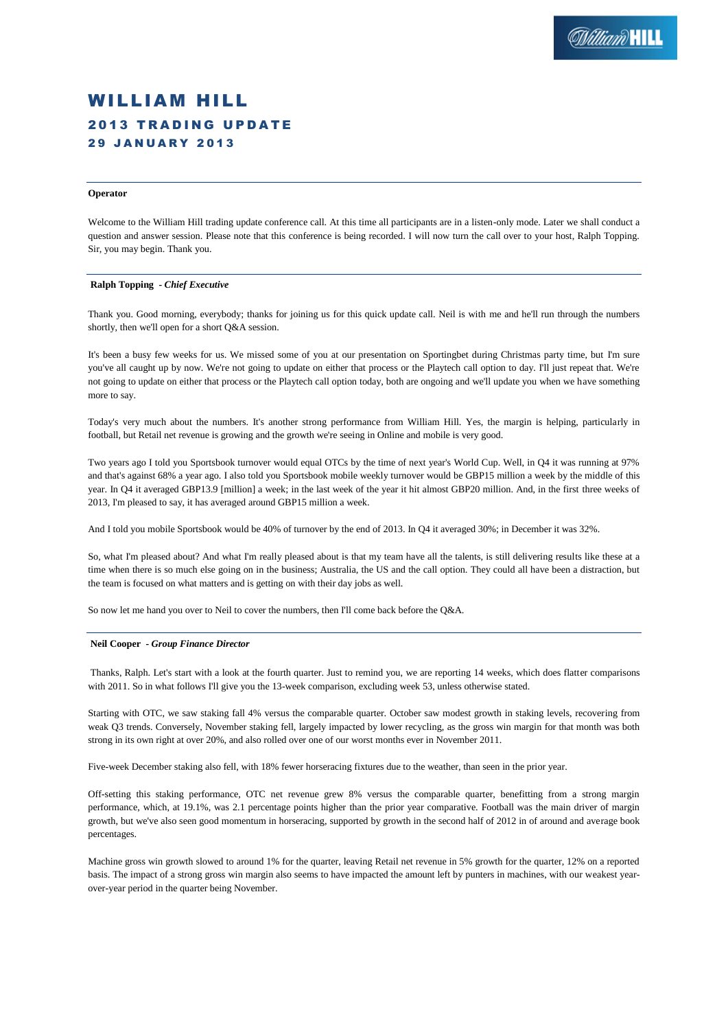# WILLIAM HILL

## 2013 TRADING UPDATE

## 29 JANUARY 2013

---

**Operator**

Welcome to the William Hill trading update conference call. At this time all participants are in a listen-only mode. Later we shall conduct a question and answer session. Please note that this conference is being recorded. I will now turn the call over to your host, Ralph Topping. Sir, you may begin. Thank you.

---

**Ralph Topping** *- Chief Executive*

Thank you. Good morning, everybody; thanks for joining us for this quick update call. Neil is with me and he'll run through the numbers shortly, then we'll open for a short Q&A session.

It's been a busy few weeks for us. We missed some of you at our presentation on Sportingbet during Christmas party time, but I'm sure you've all caught up by now. We're not going to update on either that process or the Playtech call option to day. I'll just repeat that. We're not going to update on either that process or the Playtech call option today, both are ongoing and we'll update you when we have something more to say.

Today's very much about the numbers. It's another strong performance from William Hill. Yes, the margin is helping, particularly in football, but Retail net revenue is growing and the growth we're seeing in Online and mobile is very good.

Two years ago I told you Sportsbook turnover would equal OTCs by the time of next year's World Cup. Well, in Q4 it was running at 97% and that's against 68% a year ago. I also told you Sportsbook mobile weekly turnover would be GBP15 million a week by the middle of this year. In Q4 it averaged GBP13.9 [million] a week; in the last week of the year it hit almost GBP20 million. And, in the first three weeks of 2013, I'm pleased to say, it has averaged around GBP15 million a week.

And I told you mobile Sportsbook would be 40% of turnover by the end of 2013. In Q4 it averaged 30%; in December it was 32%.

So, what I'm pleased about? And what I'm really pleased about is that my team have all the talents, is still delivering results like these at a time when there is so much else going on in the business; Australia, the US and the call option. They could all have been a distraction, but the team is focused on what matters and is getting on with their day jobs as well.

So now let me hand you over to Neil to cover the numbers, then I'll come back before the Q&A.

---

**Neil Cooper** *- Group Finance Director*

Thanks, Ralph. Let's start with a look at the fourth quarter. Just to remind you, we are reporting 14 weeks, which does flatter comparisons with 2011. So in what follows I'll give you the 13-week comparison, excluding week 53, unless otherwise stated.

Starting with OTC, we saw staking fall 4% versus the comparable quarter. October saw modest growth in staking levels, recovering from weak Q3 trends. Conversely, November staking fell, largely impacted by lower recycling, as the gross win margin for that month was both strong in its own right at over 20%, and also rolled over one of our worst months ever in November 2011.

Five-week December staking also fell, with 18% fewer horseracing fixtures due to the weather, than seen in the prior year.

Off-setting this staking performance, OTC net revenue grew 8% versus the comparable quarter, benefitting from a strong margin performance, which, at 19.1%, was 2.1 percentage points higher than the prior year comparative. Football was the main driver of margin growth, but we've also seen good momentum in horseracing, supported by growth in the second half of 2012 in of around and average book percentages.

Machine gross win growth slowed to around 1% for the quarter, leaving Retail net revenue in 5% growth for the quarter, 12% on a reported basis. The impact of a strong gross win margin also seems to have impacted the amount left by punters in machines, with our weakest year-over-year period in the quarter being November.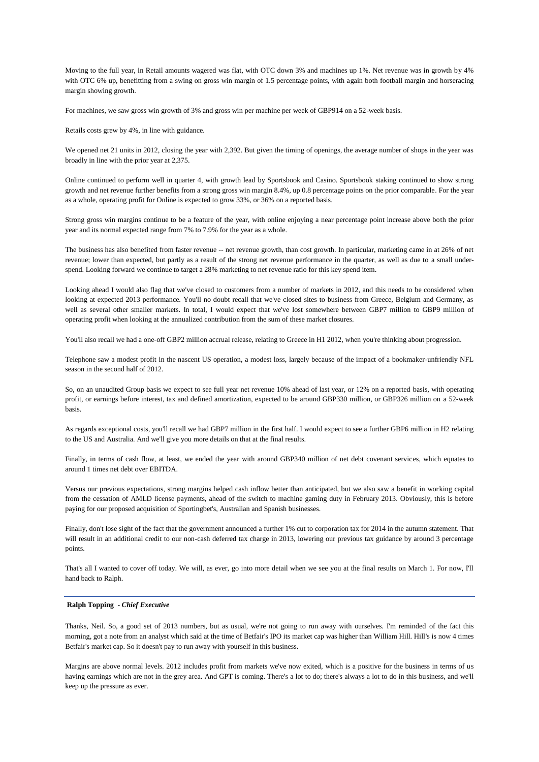Moving to the full year, in Retail amounts wagered was flat, with OTC down 3% and machines up 1%. Net revenue was in growth by 4% with OTC 6% up, benefitting from a swing on gross win margin of 1.5 percentage points, with again both football margin and horseracing margin showing growth.

For machines, we saw gross win growth of 3% and gross win per machine per week of GBP914 on a 52-week basis.

Retails costs grew by 4%, in line with guidance.

We opened net 21 units in 2012, closing the year with 2,392. But given the timing of openings, the average number of shops in the year was broadly in line with the prior year at 2,375.

Online continued to perform well in quarter 4, with growth lead by Sportsbook and Casino. Sportsbook staking continued to show strong growth and net revenue further benefits from a strong gross win margin 8.4%, up 0.8 percentage points on the prior comparable. For the year as a whole, operating profit for Online is expected to grow 33%, or 36% on a reported basis.

Strong gross win margins continue to be a feature of the year, with online enjoying a near percentage point increase above both the prior year and its normal expected range from 7% to 7.9% for the year as a whole.

The business has also benefited from faster revenue -- net revenue growth, than cost growth. In particular, marketing came in at 26% of net revenue; lower than expected, but partly as a result of the strong net revenue performance in the quarter, as well as due to a small under-spend. Looking forward we continue to target a 28% marketing to net revenue ratio for this key spend item.

Looking ahead I would also flag that we've closed to customers from a number of markets in 2012, and this needs to be considered when looking at expected 2013 performance. You'll no doubt recall that we've closed sites to business from Greece, Belgium and Germany, as well as several other smaller markets. In total, I would expect that we've lost somewhere between GBP7 million to GBP9 million of operating profit when looking at the annualized contribution from the sum of these market closures.

You'll also recall we had a one-off GBP2 million accrual release, relating to Greece in H1 2012, when you're thinking about progression.

Telephone saw a modest profit in the nascent US operation, a modest loss, largely because of the impact of a bookmaker-unfriendly NFL season in the second half of 2012.

So, on an unaudited Group basis we expect to see full year net revenue 10% ahead of last year, or 12% on a reported basis, with operating profit, or earnings before interest, tax and defined amortization, expected to be around GBP330 million, or GBP326 million on a 52-week basis.

As regards exceptional costs, you'll recall we had GBP7 million in the first half. I would expect to see a further GBP6 million in H2 relating to the US and Australia. And we'll give you more details on that at the final results.

Finally, in terms of cash flow, at least, we ended the year with around GBP340 million of net debt covenant services, which equates to around 1 times net debt over EBITDA.

Versus our previous expectations, strong margins helped cash inflow better than anticipated, but we also saw a benefit in working capital from the cessation of AMLD license payments, ahead of the switch to machine gaming duty in February 2013. Obviously, this is before paying for our proposed acquisition of Sportingbet's, Australian and Spanish businesses.

Finally, don't lose sight of the fact that the government announced a further 1% cut to corporation tax for 2014 in the autumn statement. That will result in an additional credit to our non-cash deferred tax charge in 2013, lowering our previous tax guidance by around 3 percentage points.

That's all I wanted to cover off today. We will, as ever, go into more detail when we see you at the final results on March 1. For now, I'll hand back to Ralph.

---

**Ralph Topping** - ***Chief Executive***

Thanks, Neil. So, a good set of 2013 numbers, but as usual, we're not going to run away with ourselves. I'm reminded of the fact this morning, got a note from an analyst which said at the time of Betfair's IPO its market cap was higher than William Hill. Hill's is now 4 times Betfair's market cap. So it doesn't pay to run away with yourself in this business.

Margins are above normal levels. 2012 includes profit from markets we've now exited, which is a positive for the business in terms of us having earnings which are not in the grey area. And GPT is coming. There's a lot to do; there's always a lot to do in this business, and we'll keep up the pressure as ever.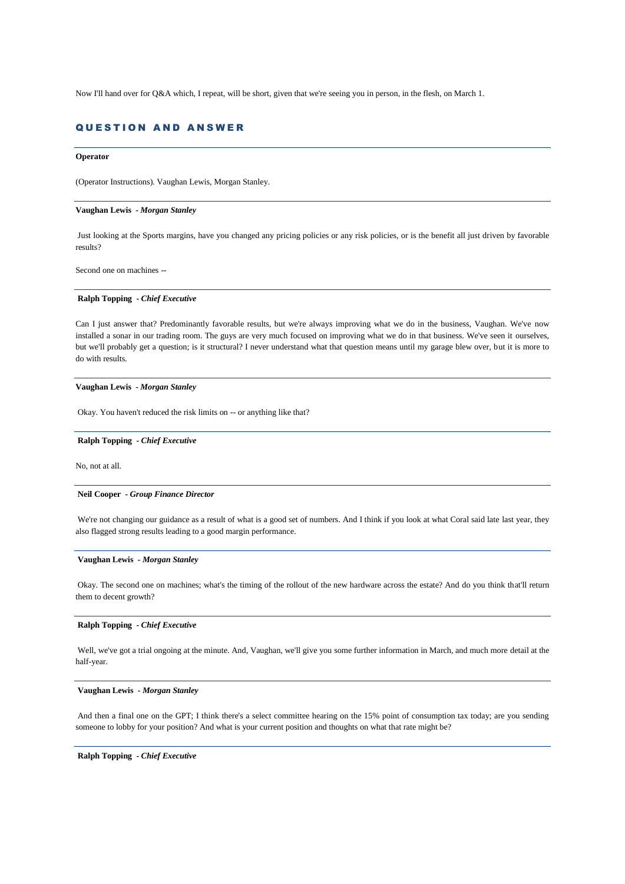Now I'll hand over for Q&A which, I repeat, will be short, given that we're seeing you in person, in the flesh, on March 1.

## QUESTION AND ANSWER

---

**Operator**

(Operator Instructions). Vaughan Lewis, Morgan Stanley.

---

**Vaughan Lewis** - ***Morgan Stanley***

Just looking at the Sports margins, have you changed any pricing policies or any risk policies, or is the benefit all just driven by favorable results?

Second one on machines --

---

**Ralph Topping** - ***Chief Executive***

Can I just answer that? Predominantly favorable results, but we're always improving what we do in the business, Vaughan. We've now installed a sonar in our trading room. The guys are very much focused on improving what we do in that business. We've seen it ourselves, but we'll probably get a question; is it structural? I never understand what that question means until my garage blew over, but it is more to do with results.

---

**Vaughan Lewis** - ***Morgan Stanley***

Okay. You haven't reduced the risk limits on -- or anything like that?

---

**Ralph Topping** - ***Chief Executive***

No, not at all.

---

**Neil Cooper** - ***Group Finance Director***

We're not changing our guidance as a result of what is a good set of numbers. And I think if you look at what Coral said late last year, they also flagged strong results leading to a good margin performance.

---

**Vaughan Lewis** - ***Morgan Stanley***

Okay. The second one on machines; what's the timing of the rollout of the new hardware across the estate? And do you think that'll return them to decent growth?

---

**Ralph Topping** - ***Chief Executive***

Well, we've got a trial ongoing at the minute. And, Vaughan, we'll give you some further information in March, and much more detail at the half-year.

---

**Vaughan Lewis** - ***Morgan Stanley***

And then a final one on the GPT; I think there's a select committee hearing on the 15% point of consumption tax today; are you sending someone to lobby for your position? And what is your current position and thoughts on what that rate might be?

---

**Ralph Topping** - ***Chief Executive***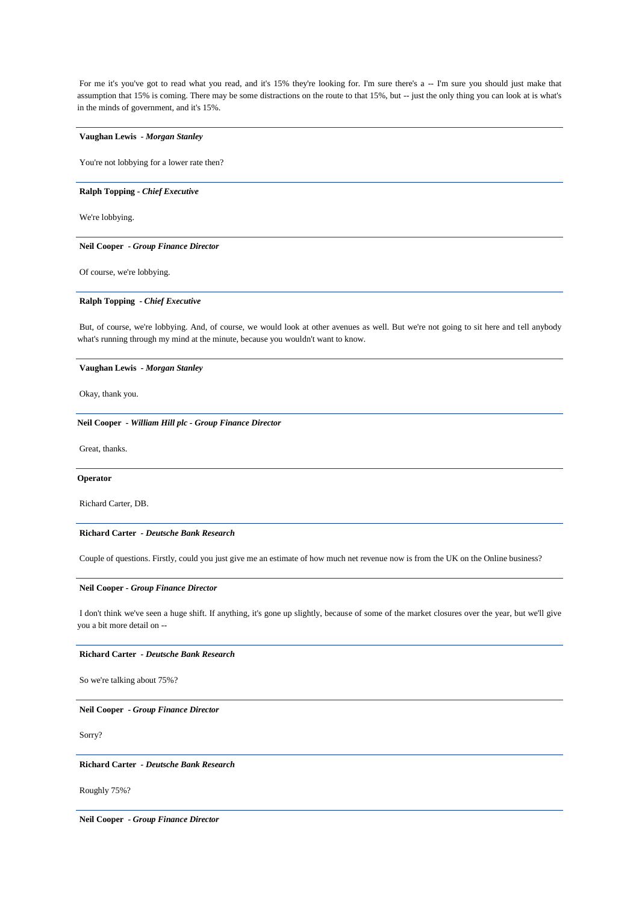For me it's you've got to read what you read, and it's 15% they're looking for. I'm sure there's a -- I'm sure you should just make that assumption that 15% is coming. There may be some distractions on the route to that 15%, but -- just the only thing you can look at is what's in the minds of government, and it's 15%.

---

**Vaughan Lewis** - ***Morgan Stanley***

You're not lobbying for a lower rate then?

---

**Ralph Topping** - ***Chief Executive***

We're lobbying.

---

**Neil Cooper** - ***Group Finance Director***

Of course, we're lobbying.

---

**Ralph Topping** - ***Chief Executive***

But, of course, we're lobbying. And, of course, we would look at other avenues as well. But we're not going to sit here and tell anybody what's running through my mind at the minute, because you wouldn't want to know.

---

**Vaughan Lewis** - ***Morgan Stanley***

Okay, thank you.

---

**Neil Cooper** - ***William Hill plc - Group Finance Director***

Great, thanks.

---

**Operator**

Richard Carter, DB.

---

**Richard Carter** - ***Deutsche Bank Research***

Couple of questions. Firstly, could you just give me an estimate of how much net revenue now is from the UK on the Online business?

---

**Neil Cooper** - ***Group Finance Director***

I don't think we've seen a huge shift. If anything, it's gone up slightly, because of some of the market closures over the year, but we'll give you a bit more detail on --

---

**Richard Carter** - ***Deutsche Bank Research***

So we're talking about 75%?

---

**Neil Cooper** - ***Group Finance Director***

Sorry?

---

**Richard Carter** - ***Deutsche Bank Research***

Roughly 75%?

---

**Neil Cooper** - ***Group Finance Director***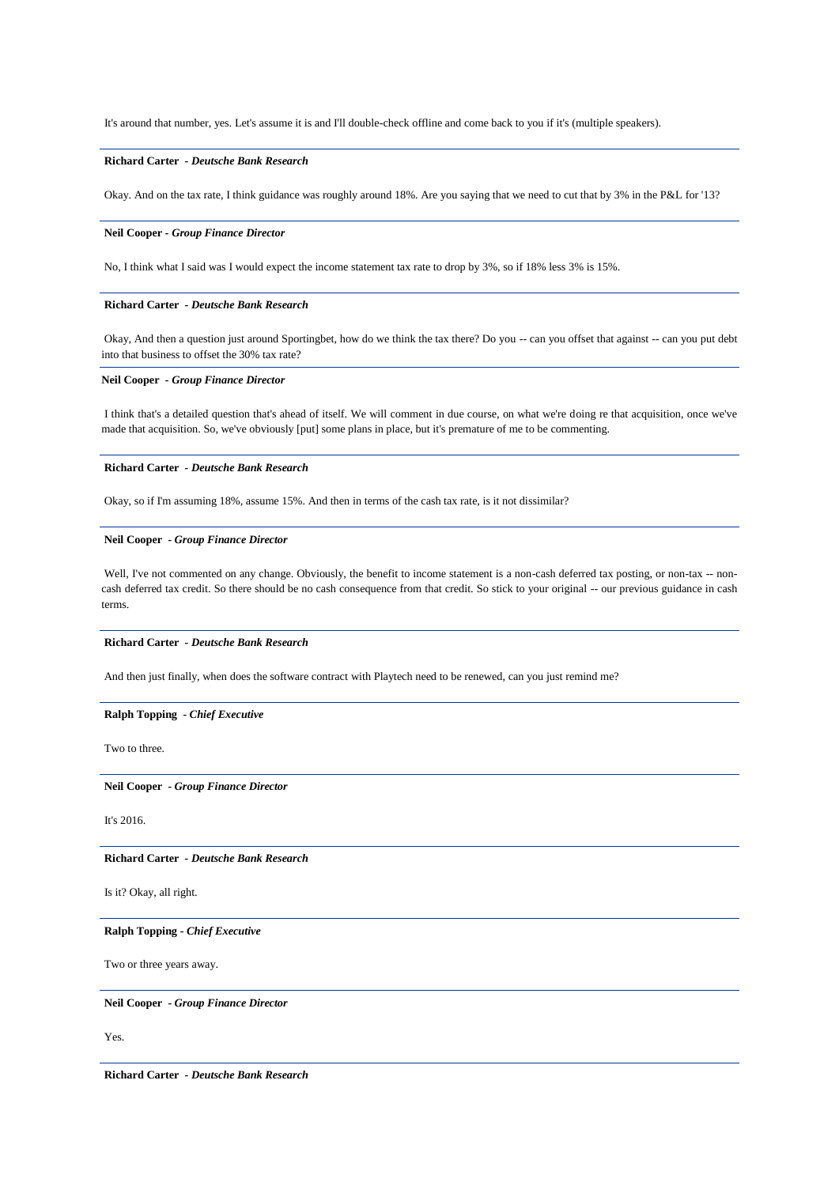It's around that number, yes. Let's assume it is and I'll double-check offline and come back to you if it's (multiple speakers).

---

**Richard Carter** - ***Deutsche Bank Research***

Okay. And on the tax rate, I think guidance was roughly around 18%. Are you saying that we need to cut that by 3% in the P&L for '13?

---

**Neil Cooper** - ***Group Finance Director***

No, I think what I said was I would expect the income statement tax rate to drop by 3%, so if 18% less 3% is 15%.

---

**Richard Carter** - ***Deutsche Bank Research***

Okay, And then a question just around Sportingbet, how do we think the tax there? Do you -- can you offset that against -- can you put debt into that business to offset the 30% tax rate?

---

**Neil Cooper** - ***Group Finance Director***

I think that's a detailed question that's ahead of itself. We will comment in due course, on what we're doing re that acquisition, once we've made that acquisition. So, we've obviously [put] some plans in place, but it's premature of me to be commenting.

---

**Richard Carter** - ***Deutsche Bank Research***

Okay, so if I'm assuming 18%, assume 15%. And then in terms of the cash tax rate, is it not dissimilar?

---

**Neil Cooper** - ***Group Finance Director***

Well, I've not commented on any change. Obviously, the benefit to income statement is a non-cash deferred tax posting, or non-tax -- non-cash deferred tax credit. So there should be no cash consequence from that credit. So stick to your original -- our previous guidance in cash terms.

---

**Richard Carter** - ***Deutsche Bank Research***

And then just finally, when does the software contract with Playtech need to be renewed, can you just remind me?

---

**Ralph Topping** - ***Chief Executive***

Two to three.

---

**Neil Cooper** - ***Group Finance Director***

It's 2016.

---

**Richard Carter** - ***Deutsche Bank Research***

Is it? Okay, all right.

---

**Ralph Topping** - ***Chief Executive***

Two or three years away.

---

**Neil Cooper** - ***Group Finance Director***

Yes.

---

**Richard Carter** - ***Deutsche Bank Research***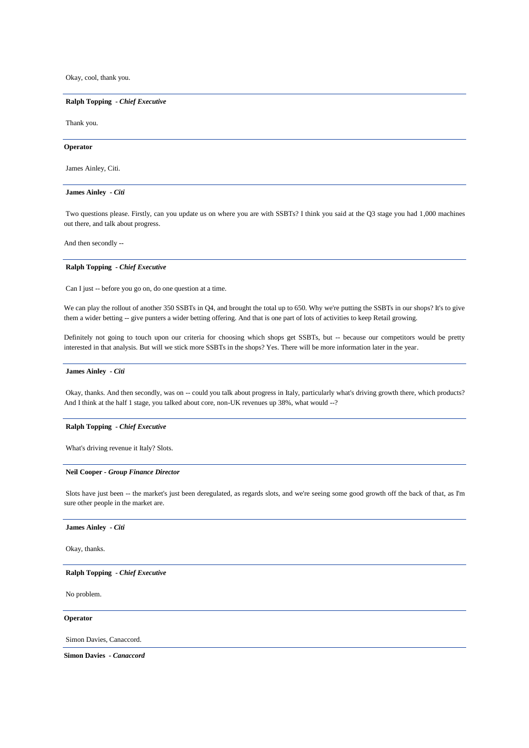Okay, cool, thank you.

---

**Ralph Topping** *- Chief Executive*

Thank you.

---

**Operator**

James Ainley, Citi.

---

**James Ainley** *- Citi*

Two questions please. Firstly, can you update us on where you are with SSBTs? I think you said at the Q3 stage you had 1,000 machines out there, and talk about progress.

And then secondly --

---

**Ralph Topping** *- Chief Executive*

Can I just -- before you go on, do one question at a time.

We can play the rollout of another 350 SSBTs in Q4, and brought the total up to 650. Why we're putting the SSBTs in our shops? It's to give them a wider betting -- give punters a wider betting offering. And that is one part of lots of activities to keep Retail growing.

Definitely not going to touch upon our criteria for choosing which shops get SSBTs, but -- because our competitors would be pretty interested in that analysis. But will we stick more SSBTs in the shops? Yes. There will be more information later in the year.

---

**James Ainley** *- Citi*

Okay, thanks. And then secondly, was on -- could you talk about progress in Italy, particularly what's driving growth there, which products? And I think at the half 1 stage, you talked about core, non-UK revenues up 38%, what would --?

---

**Ralph Topping** *- Chief Executive*

What's driving revenue it Italy? Slots.

---

**Neil Cooper** *- Group Finance Director*

Slots have just been -- the market's just been deregulated, as regards slots, and we're seeing some good growth off the back of that, as I'm sure other people in the market are.

---

**James Ainley** *- Citi*

Okay, thanks.

---

**Ralph Topping** *- Chief Executive*

No problem.

---

**Operator**

Simon Davies, Canaccord.

---

**Simon Davies** *- Canaccord*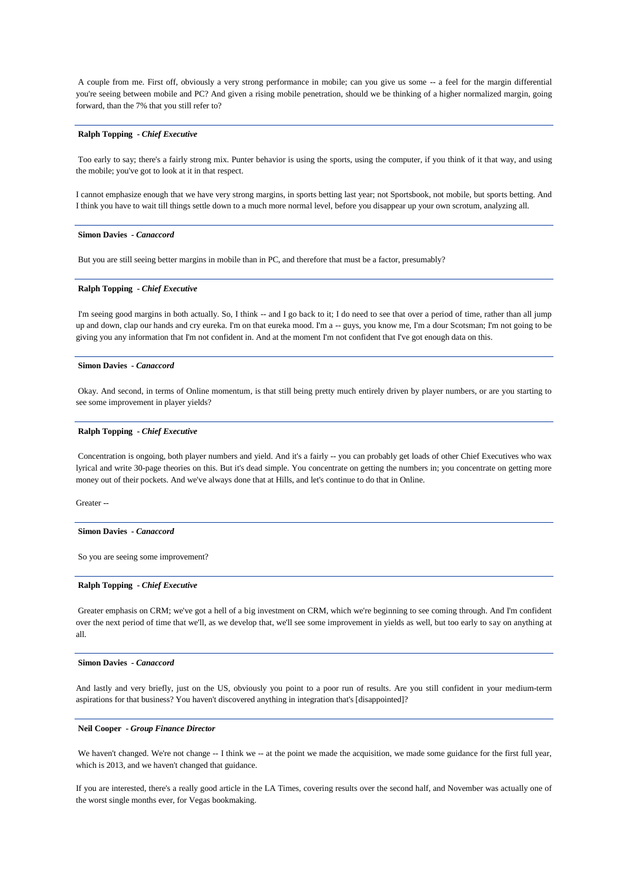A couple from me. First off, obviously a very strong performance in mobile; can you give us some -- a feel for the margin differential you're seeing between mobile and PC? And given a rising mobile penetration, should we be thinking of a higher normalized margin, going forward, than the 7% that you still refer to?

---

**Ralph Topping** *- Chief Executive*

Too early to say; there's a fairly strong mix. Punter behavior is using the sports, using the computer, if you think of it that way, and using the mobile; you've got to look at it in that respect.

I cannot emphasize enough that we have very strong margins, in sports betting last year; not Sportsbook, not mobile, but sports betting. And I think you have to wait till things settle down to a much more normal level, before you disappear up your own scrotum, analyzing all.

---

**Simon Davies** *- Canaccord*

But you are still seeing better margins in mobile than in PC, and therefore that must be a factor, presumably?

---

**Ralph Topping** *- Chief Executive*

I'm seeing good margins in both actually. So, I think -- and I go back to it; I do need to see that over a period of time, rather than all jump up and down, clap our hands and cry eureka. I'm on that eureka mood. I'm a -- guys, you know me, I'm a dour Scotsman; I'm not going to be giving you any information that I'm not confident in. And at the moment I'm not confident that I've got enough data on this.

---

**Simon Davies** *- Canaccord*

Okay. And second, in terms of Online momentum, is that still being pretty much entirely driven by player numbers, or are you starting to see some improvement in player yields?

---

**Ralph Topping** *- Chief Executive*

Concentration is ongoing, both player numbers and yield. And it's a fairly -- you can probably get loads of other Chief Executives who wax lyrical and write 30-page theories on this. But it's dead simple. You concentrate on getting the numbers in; you concentrate on getting more money out of their pockets. And we've always done that at Hills, and let's continue to do that in Online.

Greater --

---

**Simon Davies** *- Canaccord*

So you are seeing some improvement?

---

**Ralph Topping** *- Chief Executive*

Greater emphasis on CRM; we've got a hell of a big investment on CRM, which we're beginning to see coming through. And I'm confident over the next period of time that we'll, as we develop that, we'll see some improvement in yields as well, but too early to say on anything at all.

---

**Simon Davies** *- Canaccord*

And lastly and very briefly, just on the US, obviously you point to a poor run of results. Are you still confident in your medium-term aspirations for that business? You haven't discovered anything in integration that's [disappointed]?

---

**Neil Cooper** *- Group Finance Director*

We haven't changed. We're not change -- I think we -- at the point we made the acquisition, we made some guidance for the first full year, which is 2013, and we haven't changed that guidance.

If you are interested, there's a really good article in the LA Times, covering results over the second half, and November was actually one of the worst single months ever, for Vegas bookmaking.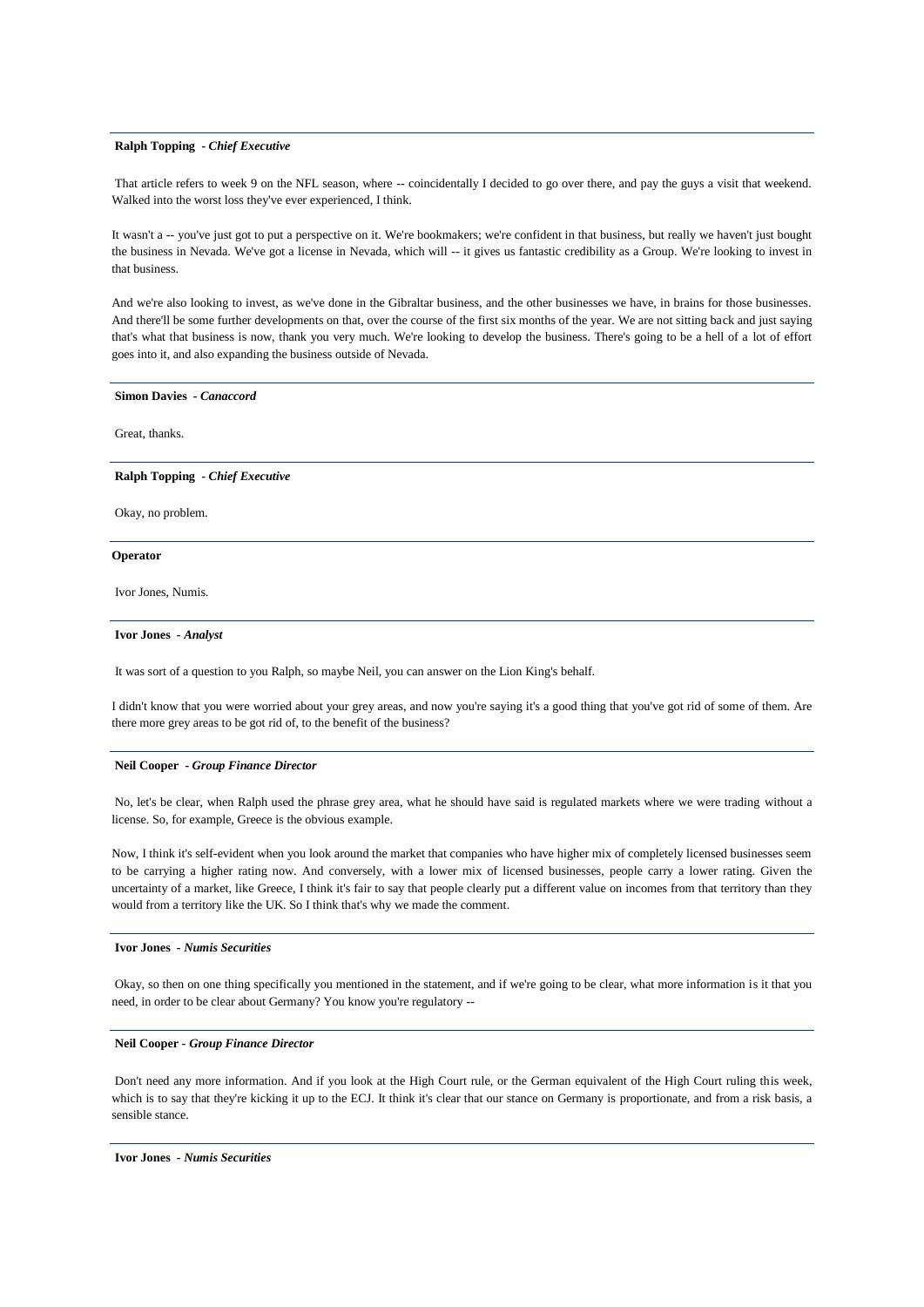**Ralph Topping** - *Chief Executive*

That article refers to week 9 on the NFL season, where -- coincidentally I decided to go over there, and pay the guys a visit that weekend. Walked into the worst loss they've ever experienced, I think.

It wasn't a -- you've just got to put a perspective on it. We're bookmakers; we're confident in that business, but really we haven't just bought the business in Nevada. We've got a license in Nevada, which will -- it gives us fantastic credibility as a Group. We're looking to invest in that business.

And we're also looking to invest, as we've done in the Gibraltar business, and the other businesses we have, in brains for those businesses. And there'll be some further developments on that, over the course of the first six months of the year. We are not sitting back and just saying that's what that business is now, thank you very much. We're looking to develop the business. There's going to be a hell of a lot of effort goes into it, and also expanding the business outside of Nevada.

---

**Simon Davies** - *Canaccord*

Great, thanks.

---

**Ralph Topping** - *Chief Executive*

Okay, no problem.

---

**Operator**

Ivor Jones, Numis.

---

**Ivor Jones** - *Analyst*

It was sort of a question to you Ralph, so maybe Neil, you can answer on the Lion King's behalf.

I didn't know that you were worried about your grey areas, and now you're saying it's a good thing that you've got rid of some of them. Are there more grey areas to be got rid of, to the benefit of the business?

---

**Neil Cooper** - *Group Finance Director*

No, let's be clear, when Ralph used the phrase grey area, what he should have said is regulated markets where we were trading without a license. So, for example, Greece is the obvious example.

Now, I think it's self-evident when you look around the market that companies who have higher mix of completely licensed businesses seem to be carrying a higher rating now. And conversely, with a lower mix of licensed businesses, people carry a lower rating. Given the uncertainty of a market, like Greece, I think it's fair to say that people clearly put a different value on incomes from that territory than they would from a territory like the UK. So I think that's why we made the comment.

---

**Ivor Jones** - *Numis Securities*

Okay, so then on one thing specifically you mentioned in the statement, and if we're going to be clear, what more information is it that you need, in order to be clear about Germany? You know you're regulatory --

---

**Neil Cooper** - *Group Finance Director*

Don't need any more information. And if you look at the High Court rule, or the German equivalent of the High Court ruling this week, which is to say that they're kicking it up to the ECJ. It think it's clear that our stance on Germany is proportionate, and from a risk basis, a sensible stance.

---

**Ivor Jones** - *Numis Securities*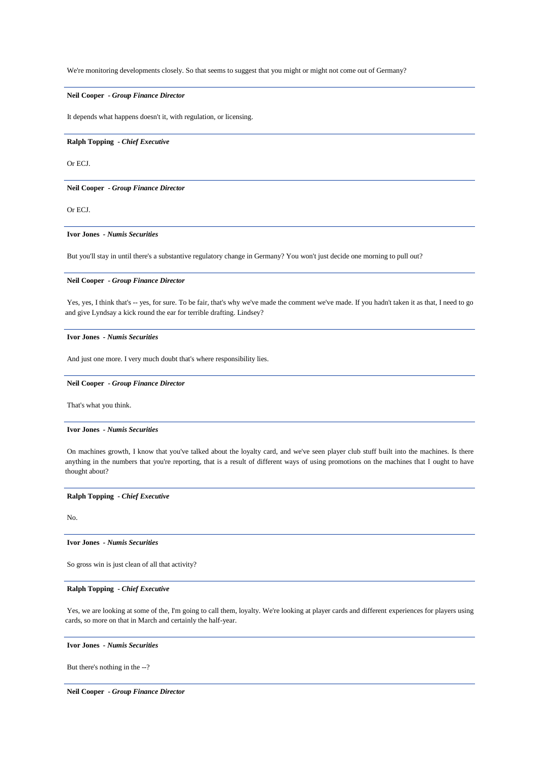We're monitoring developments closely. So that seems to suggest that you might or might not come out of Germany?

---

**Neil Cooper** *- Group Finance Director*

It depends what happens doesn't it, with regulation, or licensing.

---

**Ralph Topping** *- Chief Executive*

Or ECJ.

---

**Neil Cooper** *- Group Finance Director*

Or ECJ.

---

**Ivor Jones** *- Numis Securities*

But you'll stay in until there's a substantive regulatory change in Germany? You won't just decide one morning to pull out?

---

**Neil Cooper** *- Group Finance Director*

Yes, yes, I think that's -- yes, for sure. To be fair, that's why we've made the comment we've made. If you hadn't taken it as that, I need to go and give Lyndsay a kick round the ear for terrible drafting. Lindsey?

---

**Ivor Jones** *- Numis Securities*

And just one more. I very much doubt that's where responsibility lies.

---

**Neil Cooper** *- Group Finance Director*

That's what you think.

---

**Ivor Jones** *- Numis Securities*

On machines growth, I know that you've talked about the loyalty card, and we've seen player club stuff built into the machines. Is there anything in the numbers that you're reporting, that is a result of different ways of using promotions on the machines that I ought to have thought about?

---

**Ralph Topping** *- Chief Executive*

No.

---

**Ivor Jones** *- Numis Securities*

So gross win is just clean of all that activity?

---

**Ralph Topping** *- Chief Executive*

Yes, we are looking at some of the, I'm going to call them, loyalty. We're looking at player cards and different experiences for players using cards, so more on that in March and certainly the half-year.

---

**Ivor Jones** *- Numis Securities*

But there's nothing in the --?

---

**Neil Cooper** *- Group Finance Director*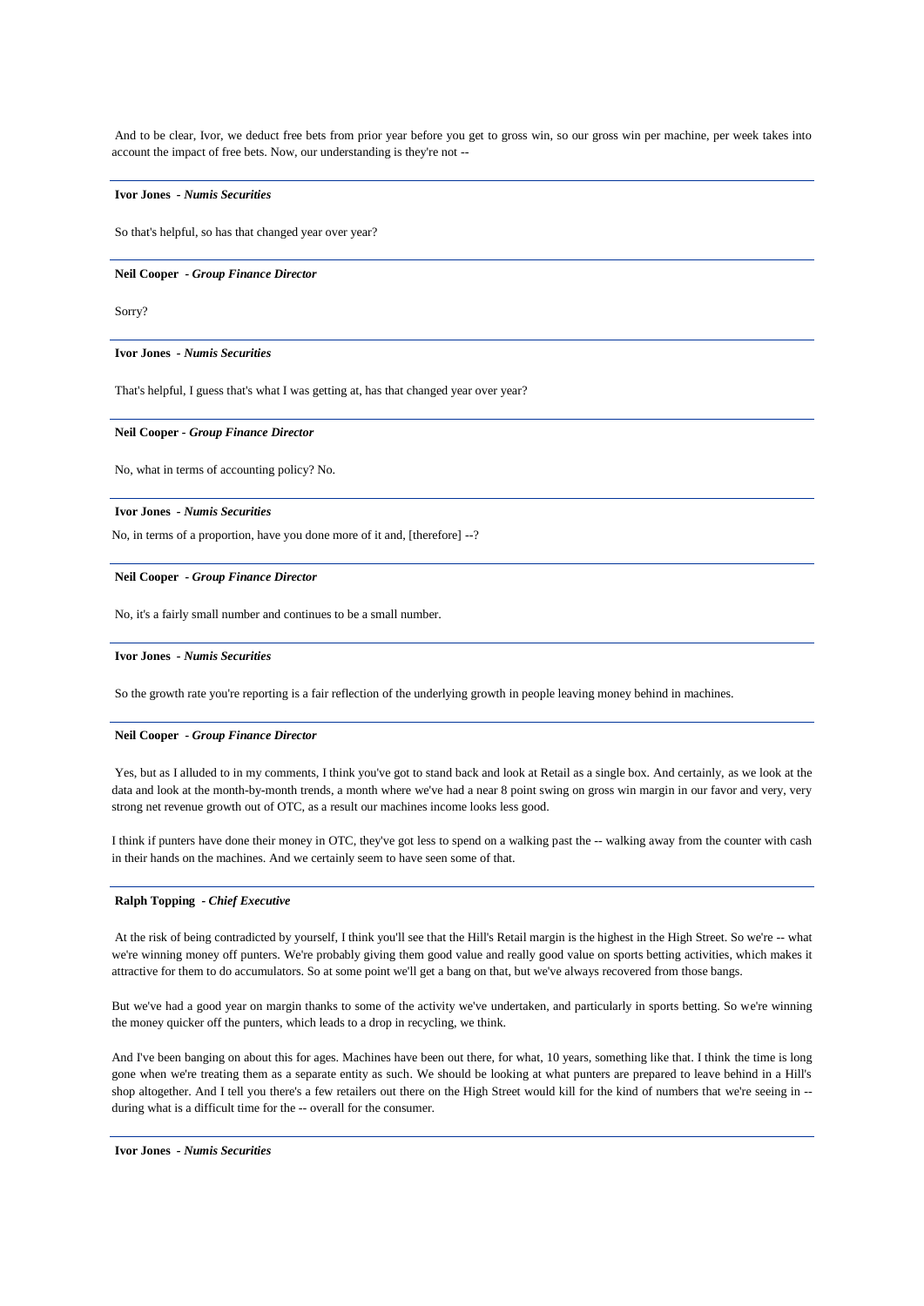And to be clear, Ivor, we deduct free bets from prior year before you get to gross win, so our gross win per machine, per week takes into account the impact of free bets. Now, our understanding is they're not --

---

**Ivor Jones** *- Numis Securities*

So that's helpful, so has that changed year over year?

---

**Neil Cooper** *- Group Finance Director*

Sorry?

---

**Ivor Jones** *- Numis Securities*

That's helpful, I guess that's what I was getting at, has that changed year over year?

---

**Neil Cooper** *- Group Finance Director*

No, what in terms of accounting policy? No.

---

**Ivor Jones** *- Numis Securities*

No, in terms of a proportion, have you done more of it and, [therefore] --?

---

**Neil Cooper** *- Group Finance Director*

No, it's a fairly small number and continues to be a small number.

---

**Ivor Jones** *- Numis Securities*

So the growth rate you're reporting is a fair reflection of the underlying growth in people leaving money behind in machines.

---

**Neil Cooper** *- Group Finance Director*

Yes, but as I alluded to in my comments, I think you've got to stand back and look at Retail as a single box. And certainly, as we look at the data and look at the month-by-month trends, a month where we've had a near 8 point swing on gross win margin in our favor and very, very strong net revenue growth out of OTC, as a result our machines income looks less good.

I think if punters have done their money in OTC, they've got less to spend on a walking past the -- walking away from the counter with cash in their hands on the machines. And we certainly seem to have seen some of that.

---

**Ralph Topping** *- Chief Executive*

At the risk of being contradicted by yourself, I think you'll see that the Hill's Retail margin is the highest in the High Street. So we're -- what we're winning money off punters. We're probably giving them good value and really good value on sports betting activities, which makes it attractive for them to do accumulators. So at some point we'll get a bang on that, but we've always recovered from those bangs.

But we've had a good year on margin thanks to some of the activity we've undertaken, and particularly in sports betting. So we're winning the money quicker off the punters, which leads to a drop in recycling, we think.

And I've been banging on about this for ages. Machines have been out there, for what, 10 years, something like that. I think the time is long gone when we're treating them as a separate entity as such. We should be looking at what punters are prepared to leave behind in a Hill's shop altogether. And I tell you there's a few retailers out there on the High Street would kill for the kind of numbers that we're seeing in -- during what is a difficult time for the -- overall for the consumer.

---

**Ivor Jones** *- Numis Securities*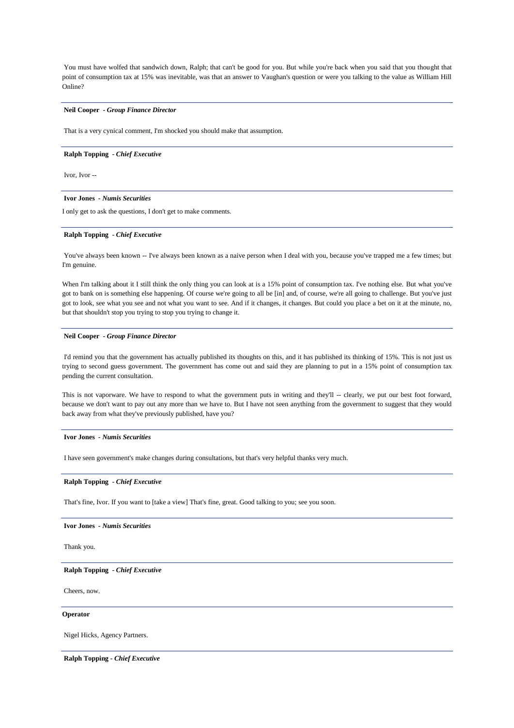You must have wolfed that sandwich down, Ralph; that can't be good for you. But while you're back when you said that you thought that point of consumption tax at 15% was inevitable, was that an answer to Vaughan's question or were you talking to the value as William Hill Online?

---

**Neil Cooper** - ***Group Finance Director***

That is a very cynical comment, I'm shocked you should make that assumption.

---

**Ralph Topping** - ***Chief Executive***

Ivor, Ivor --

---

**Ivor Jones** - ***Numis Securities***

I only get to ask the questions, I don't get to make comments.

---

**Ralph Topping** - ***Chief Executive***

You've always been known -- I've always been known as a naive person when I deal with you, because you've trapped me a few times; but I'm genuine.

When I'm talking about it I still think the only thing you can look at is a 15% point of consumption tax. I've nothing else. But what you've got to bank on is something else happening. Of course we're going to all be [in] and, of course, we're all going to challenge. But you've just got to look, see what you see and not what you want to see. And if it changes, it changes. But could you place a bet on it at the minute, no, but that shouldn't stop you trying to stop you trying to change it.

---

**Neil Cooper** - ***Group Finance Director***

I'd remind you that the government has actually published its thoughts on this, and it has published its thinking of 15%. This is not just us trying to second guess government. The government has come out and said they are planning to put in a 15% point of consumption tax pending the current consultation.

This is not vaporware. We have to respond to what the government puts in writing and they'll -- clearly, we put our best foot forward, because we don't want to pay out any more than we have to. But I have not seen anything from the government to suggest that they would back away from what they've previously published, have you?

---

**Ivor Jones** - ***Numis Securities***

I have seen government's make changes during consultations, but that's very helpful thanks very much.

---

**Ralph Topping** - ***Chief Executive***

That's fine, Ivor. If you want to [take a view] That's fine, great. Good talking to you; see you soon.

---

**Ivor Jones** - ***Numis Securities***

Thank you.

---

**Ralph Topping** - ***Chief Executive***

Cheers, now.

---

**Operator**

Nigel Hicks, Agency Partners.

---

**Ralph Topping** - ***Chief Executive***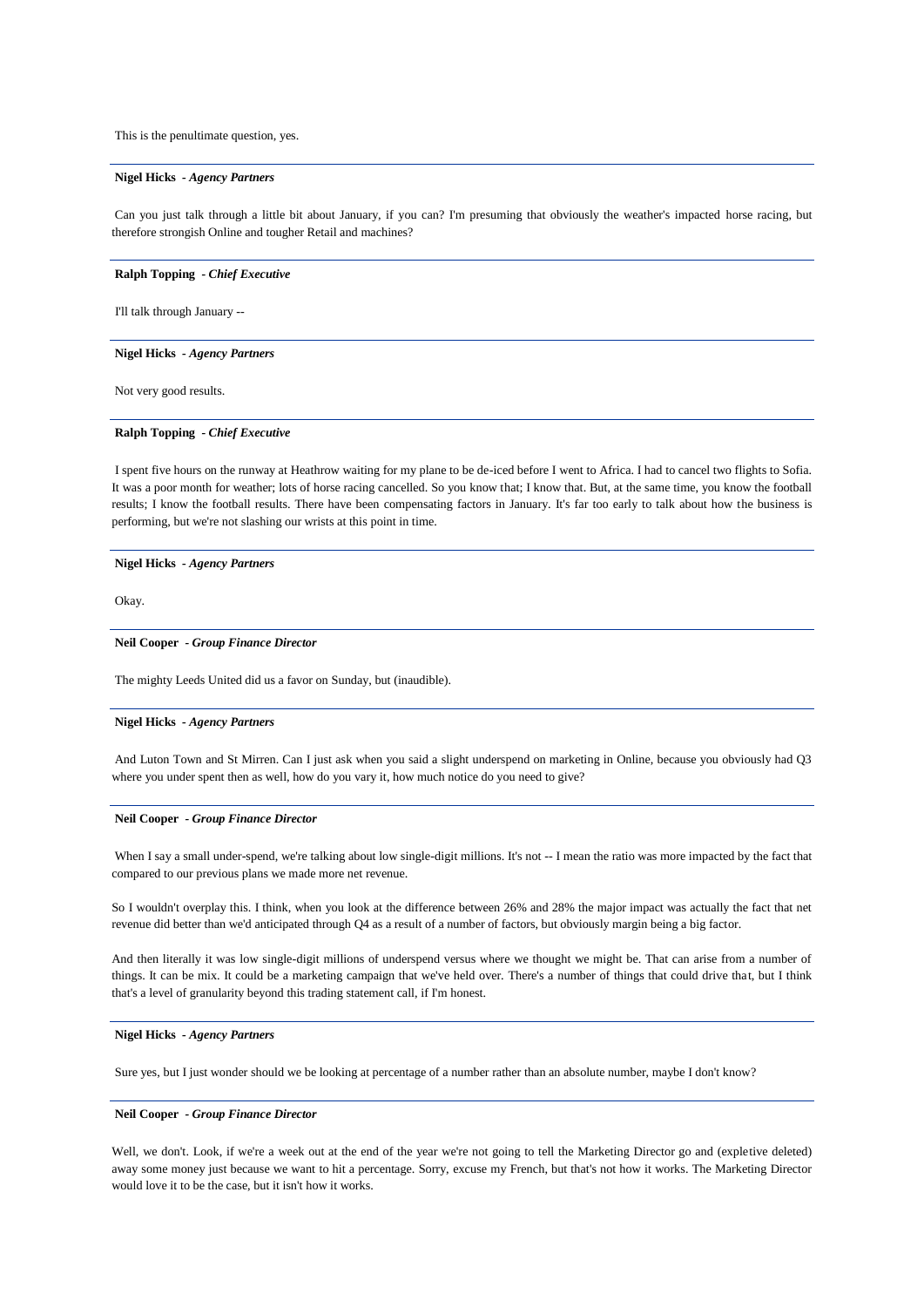This is the penultimate question, yes.

---

**Nigel Hicks** *- Agency Partners*

Can you just talk through a little bit about January, if you can? I'm presuming that obviously the weather's impacted horse racing, but therefore strongish Online and tougher Retail and machines?

---

**Ralph Topping** *- Chief Executive*

I'll talk through January --

---

**Nigel Hicks** *- Agency Partners*

Not very good results.

---

**Ralph Topping** *- Chief Executive*

I spent five hours on the runway at Heathrow waiting for my plane to be de-iced before I went to Africa. I had to cancel two flights to Sofia. It was a poor month for weather; lots of horse racing cancelled. So you know that; I know that. But, at the same time, you know the football results; I know the football results. There have been compensating factors in January. It's far too early to talk about how the business is performing, but we're not slashing our wrists at this point in time.

---

**Nigel Hicks** *- Agency Partners*

Okay.

---

**Neil Cooper** *- Group Finance Director*

The mighty Leeds United did us a favor on Sunday, but (inaudible).

---

**Nigel Hicks** *- Agency Partners*

And Luton Town and St Mirren. Can I just ask when you said a slight underspend on marketing in Online, because you obviously had Q3 where you under spent then as well, how do you vary it, how much notice do you need to give?

---

**Neil Cooper** *- Group Finance Director*

When I say a small under-spend, we're talking about low single-digit millions. It's not -- I mean the ratio was more impacted by the fact that compared to our previous plans we made more net revenue.

So I wouldn't overplay this. I think, when you look at the difference between 26% and 28% the major impact was actually the fact that net revenue did better than we'd anticipated through Q4 as a result of a number of factors, but obviously margin being a big factor.

And then literally it was low single-digit millions of underspend versus where we thought we might be. That can arise from a number of things. It can be mix. It could be a marketing campaign that we've held over. There's a number of things that could drive that, but I think that's a level of granularity beyond this trading statement call, if I'm honest.

---

**Nigel Hicks** *- Agency Partners*

Sure yes, but I just wonder should we be looking at percentage of a number rather than an absolute number, maybe I don't know?

---

**Neil Cooper** *- Group Finance Director*

Well, we don't. Look, if we're a week out at the end of the year we're not going to tell the Marketing Director go and (expletive deleted) away some money just because we want to hit a percentage. Sorry, excuse my French, but that's not how it works. The Marketing Director would love it to be the case, but it isn't how it works.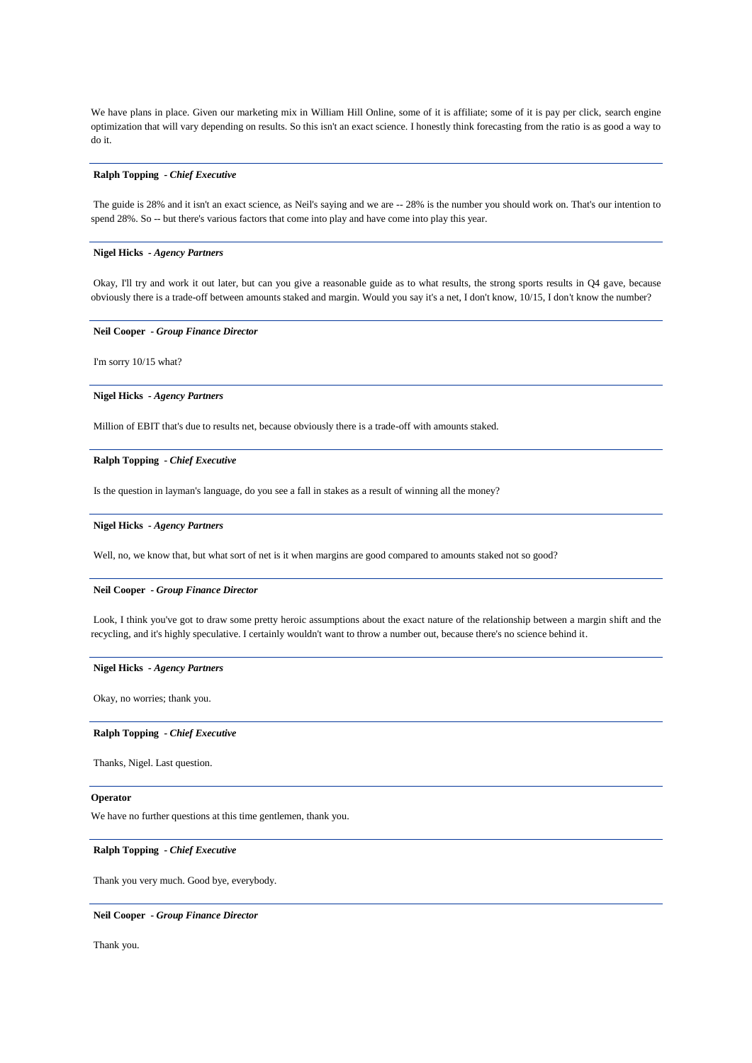We have plans in place. Given our marketing mix in William Hill Online, some of it is affiliate; some of it is pay per click, search engine optimization that will vary depending on results. So this isn't an exact science. I honestly think forecasting from the ratio is as good a way to do it.

---

**Ralph Topping** *- Chief Executive*

The guide is 28% and it isn't an exact science, as Neil's saying and we are -- 28% is the number you should work on. That's our intention to spend 28%. So -- but there's various factors that come into play and have come into play this year.

---

**Nigel Hicks** *- Agency Partners*

Okay, I'll try and work it out later, but can you give a reasonable guide as to what results, the strong sports results in Q4 gave, because obviously there is a trade-off between amounts staked and margin. Would you say it's a net, I don't know, 10/15, I don't know the number?

---

**Neil Cooper** *- Group Finance Director*

I'm sorry 10/15 what?

---

**Nigel Hicks** *- Agency Partners*

Million of EBIT that's due to results net, because obviously there is a trade-off with amounts staked.

---

**Ralph Topping** *- Chief Executive*

Is the question in layman's language, do you see a fall in stakes as a result of winning all the money?

---

**Nigel Hicks** *- Agency Partners*

Well, no, we know that, but what sort of net is it when margins are good compared to amounts staked not so good?

---

**Neil Cooper** *- Group Finance Director*

Look, I think you've got to draw some pretty heroic assumptions about the exact nature of the relationship between a margin shift and the recycling, and it's highly speculative. I certainly wouldn't want to throw a number out, because there's no science behind it.

---

**Nigel Hicks** *- Agency Partners*

Okay, no worries; thank you.

---

**Ralph Topping** *- Chief Executive*

Thanks, Nigel. Last question.

---

**Operator**

We have no further questions at this time gentlemen, thank you.

---

**Ralph Topping** *- Chief Executive*

Thank you very much. Good bye, everybody.

---

**Neil Cooper** *- Group Finance Director*

Thank you.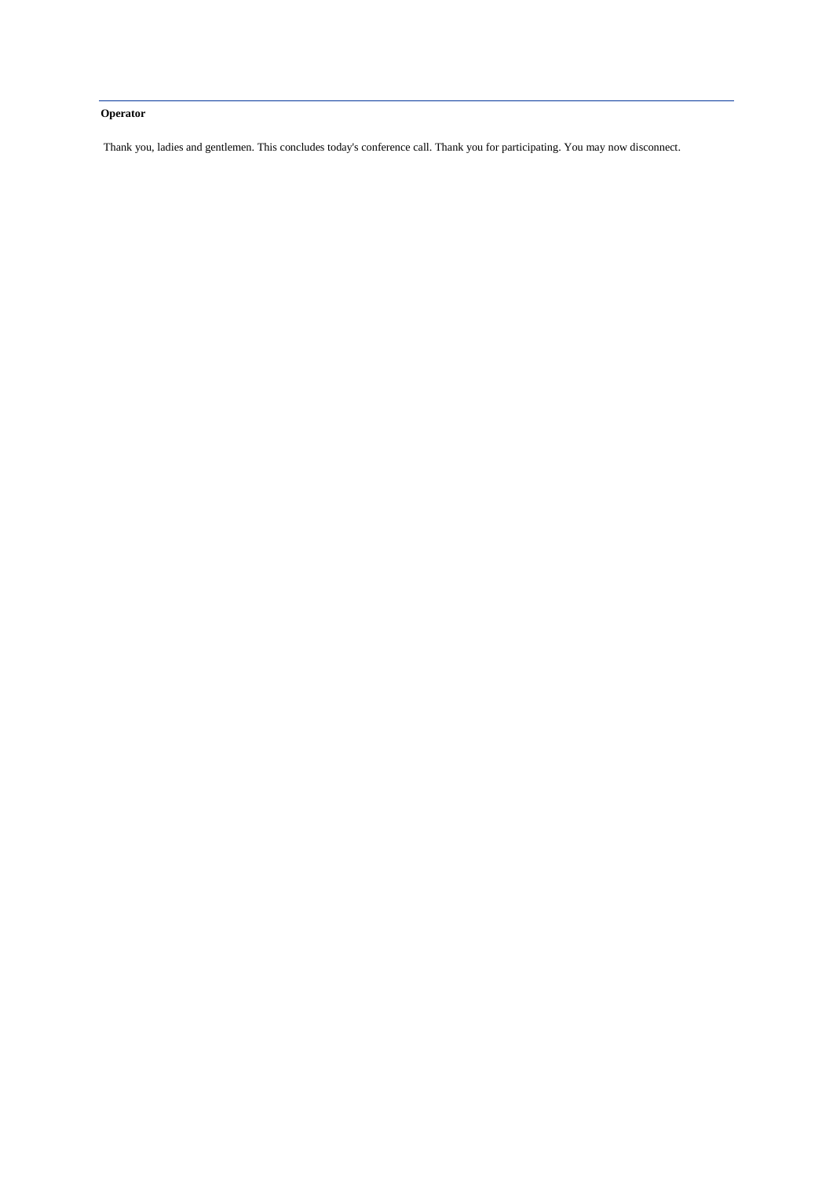**Operator**

Thank you, ladies and gentlemen. This concludes today's conference call. Thank you for participating. You may now disconnect.